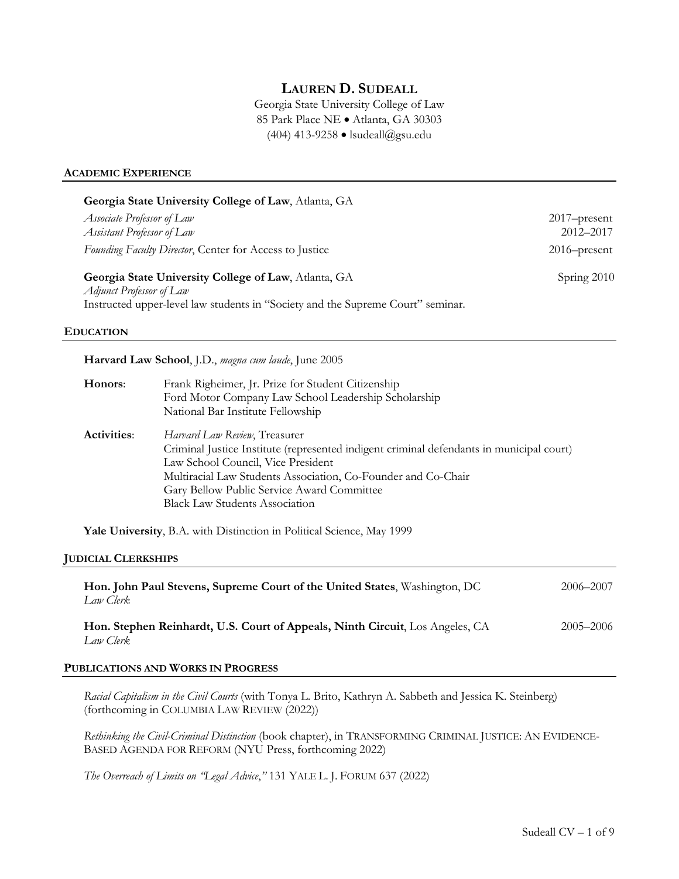# LAUREN D. SUDEALL

Georgia State University College of Law
85 Park Place NE • Atlanta, GA 30303
(404) 413-9258 • lsudeall@gsu.edu

## ACADEMIC EXPERIENCE

**Georgia State University College of Law**, Atlanta, GA

*Associate Professor of Law* 2017–present
*Assistant Professor of Law* 2012–2017
*Founding Faculty Director*, Center for Access to Justice 2016–present

**Georgia State University College of Law**, Atlanta, GA Spring 2010
*Adjunct Professor of Law*
Instructed upper-level law students in "Society and the Supreme Court" seminar.

## EDUCATION

**Harvard Law School**, J.D., *magna cum laude*, June 2005

**Honors**:
Frank Righeimer, Jr. Prize for Student Citizenship
Ford Motor Company Law School Leadership Scholarship
National Bar Institute Fellowship

**Activities**:
*Harvard Law Review*, Treasurer
Criminal Justice Institute (represented indigent criminal defendants in municipal court)
Law School Council, Vice President
Multiracial Law Students Association, Co-Founder and Co-Chair
Gary Bellow Public Service Award Committee
Black Law Students Association

**Yale University**, B.A. with Distinction in Political Science, May 1999

## JUDICIAL CLERKSHIPS

**Hon. John Paul Stevens, Supreme Court of the United States**, Washington, DC 2006–2007
*Law Clerk*

**Hon. Stephen Reinhardt, U.S. Court of Appeals, Ninth Circuit**, Los Angeles, CA 2005–2006
*Law Clerk*

## PUBLICATIONS AND WORKS IN PROGRESS

*Racial Capitalism in the Civil Courts* (with Tonya L. Brito, Kathryn A. Sabbeth and Jessica K. Steinberg) (forthcoming in COLUMBIA LAW REVIEW (2022))

*Rethinking the Civil-Criminal Distinction* (book chapter), in TRANSFORMING CRIMINAL JUSTICE: AN EVIDENCE-BASED AGENDA FOR REFORM (NYU Press, forthcoming 2022)

*The Overreach of Limits on "Legal Advice,"* 131 YALE L. J. FORUM 637 (2022)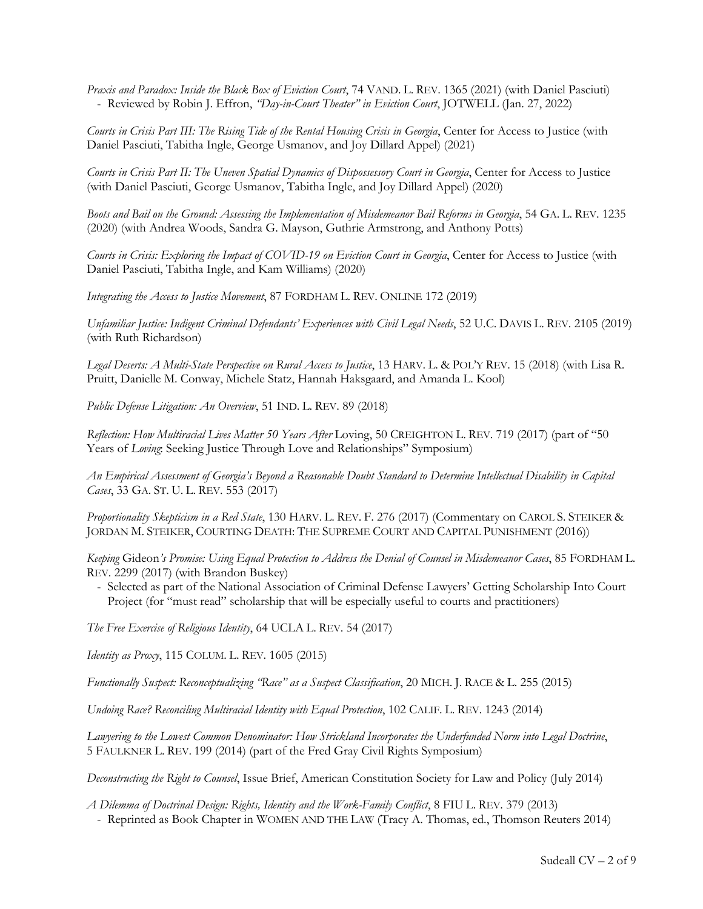*Praxis and Paradox: Inside the Black Box of Eviction Court*, 74 VAND. L. REV. 1365 (2021) (with Daniel Pasciuti)
- Reviewed by Robin J. Effron, *"Day-in-Court Theater" in Eviction Court*, JOTWELL (Jan. 27, 2022)

*Courts in Crisis Part III: The Rising Tide of the Rental Housing Crisis in Georgia*, Center for Access to Justice (with Daniel Pasciuti, Tabitha Ingle, George Usmanov, and Joy Dillard Appel) (2021)

*Courts in Crisis Part II: The Uneven Spatial Dynamics of Dispossessory Court in Georgia*, Center for Access to Justice (with Daniel Pasciuti, George Usmanov, Tabitha Ingle, and Joy Dillard Appel) (2020)

*Boots and Bail on the Ground: Assessing the Implementation of Misdemeanor Bail Reforms in Georgia*, 54 GA. L. REV. 1235 (2020) (with Andrea Woods, Sandra G. Mayson, Guthrie Armstrong, and Anthony Potts)

*Courts in Crisis: Exploring the Impact of COVID-19 on Eviction Court in Georgia*, Center for Access to Justice (with Daniel Pasciuti, Tabitha Ingle, and Kam Williams) (2020)

*Integrating the Access to Justice Movement*, 87 FORDHAM L. REV. ONLINE 172 (2019)

*Unfamiliar Justice: Indigent Criminal Defendants' Experiences with Civil Legal Needs*, 52 U.C. DAVIS L. REV. 2105 (2019) (with Ruth Richardson)

*Legal Deserts: A Multi-State Perspective on Rural Access to Justice*, 13 HARV. L. & POL'Y REV. 15 (2018) (with Lisa R. Pruitt, Danielle M. Conway, Michele Statz, Hannah Haksgaard, and Amanda L. Kool)

*Public Defense Litigation: An Overview*, 51 IND. L. REV. 89 (2018)

*Reflection: How Multiracial Lives Matter 50 Years After* Loving, 50 CREIGHTON L. REV. 719 (2017) (part of "50 Years of *Loving*: Seeking Justice Through Love and Relationships" Symposium)

*An Empirical Assessment of Georgia's Beyond a Reasonable Doubt Standard to Determine Intellectual Disability in Capital Cases*, 33 GA. ST. U. L. REV. 553 (2017)

*Proportionality Skepticism in a Red State*, 130 HARV. L. REV. F. 276 (2017) (Commentary on CAROL S. STEIKER & JORDAN M. STEIKER, COURTING DEATH: THE SUPREME COURT AND CAPITAL PUNISHMENT (2016))

*Keeping* Gideon*'s Promise: Using Equal Protection to Address the Denial of Counsel in Misdemeanor Cases*, 85 FORDHAM L. REV. 2299 (2017) (with Brandon Buskey)
- Selected as part of the National Association of Criminal Defense Lawyers' Getting Scholarship Into Court Project (for "must read" scholarship that will be especially useful to courts and practitioners)

*The Free Exercise of Religious Identity*, 64 UCLA L. REV. 54 (2017)

*Identity as Proxy*, 115 COLUM. L. REV. 1605 (2015)

*Functionally Suspect: Reconceptualizing "Race" as a Suspect Classification*, 20 MICH. J. RACE & L. 255 (2015)

*Undoing Race? Reconciling Multiracial Identity with Equal Protection*, 102 CALIF. L. REV. 1243 (2014)

*Lawyering to the Lowest Common Denominator: How Strickland Incorporates the Underfunded Norm into Legal Doctrine*, 5 FAULKNER L. REV. 199 (2014) (part of the Fred Gray Civil Rights Symposium)

*Deconstructing the Right to Counsel*, Issue Brief, American Constitution Society for Law and Policy (July 2014)

*A Dilemma of Doctrinal Design: Rights, Identity and the Work-Family Conflict*, 8 FIU L. REV. 379 (2013)
- Reprinted as Book Chapter in WOMEN AND THE LAW (Tracy A. Thomas, ed., Thomson Reuters 2014)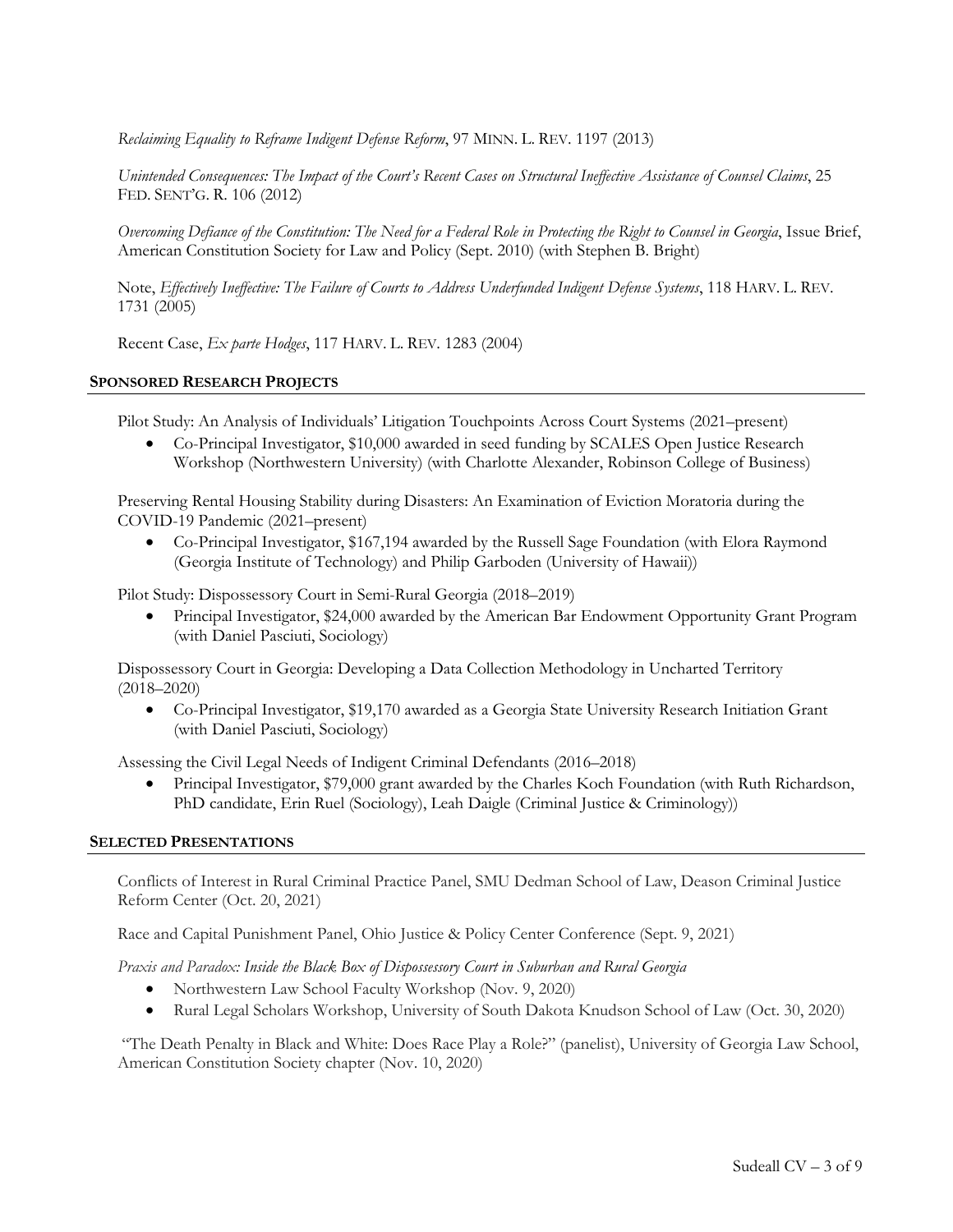*Reclaiming Equality to Reframe Indigent Defense Reform*, 97 MINN. L. REV. 1197 (2013)

*Unintended Consequences: The Impact of the Court's Recent Cases on Structural Ineffective Assistance of Counsel Claims*, 25 FED. SENT'G. R. 106 (2012)

*Overcoming Defiance of the Constitution: The Need for a Federal Role in Protecting the Right to Counsel in Georgia*, Issue Brief, American Constitution Society for Law and Policy (Sept. 2010) (with Stephen B. Bright)

Note, *Effectively Ineffective: The Failure of Courts to Address Underfunded Indigent Defense Systems*, 118 HARV. L. REV. 1731 (2005)

Recent Case, *Ex parte Hodges*, 117 HARV. L. REV. 1283 (2004)

## SPONSORED RESEARCH PROJECTS

Pilot Study: An Analysis of Individuals' Litigation Touchpoints Across Court Systems (2021–present)

- Co-Principal Investigator, $10,000 awarded in seed funding by SCALES Open Justice Research Workshop (Northwestern University) (with Charlotte Alexander, Robinson College of Business)

Preserving Rental Housing Stability during Disasters: An Examination of Eviction Moratoria during the COVID-19 Pandemic (2021–present)

- Co-Principal Investigator, $167,194 awarded by the Russell Sage Foundation (with Elora Raymond (Georgia Institute of Technology) and Philip Garboden (University of Hawaii))

Pilot Study: Dispossessory Court in Semi-Rural Georgia (2018–2019)

- Principal Investigator, $24,000 awarded by the American Bar Endowment Opportunity Grant Program (with Daniel Pasciuti, Sociology)

Dispossessory Court in Georgia: Developing a Data Collection Methodology in Uncharted Territory (2018–2020)

- Co-Principal Investigator, $19,170 awarded as a Georgia State University Research Initiation Grant (with Daniel Pasciuti, Sociology)

Assessing the Civil Legal Needs of Indigent Criminal Defendants (2016–2018)

- Principal Investigator, $79,000 grant awarded by the Charles Koch Foundation (with Ruth Richardson, PhD candidate, Erin Ruel (Sociology), Leah Daigle (Criminal Justice & Criminology))

## SELECTED PRESENTATIONS

Conflicts of Interest in Rural Criminal Practice Panel, SMU Dedman School of Law, Deason Criminal Justice Reform Center (Oct. 20, 2021)

Race and Capital Punishment Panel, Ohio Justice & Policy Center Conference (Sept. 9, 2021)

*Praxis and Paradox: Inside the Black Box of Dispossessory Court in Suburban and Rural Georgia*

- Northwestern Law School Faculty Workshop (Nov. 9, 2020)
- Rural Legal Scholars Workshop, University of South Dakota Knudson School of Law (Oct. 30, 2020)

"The Death Penalty in Black and White: Does Race Play a Role?" (panelist), University of Georgia Law School, American Constitution Society chapter (Nov. 10, 2020)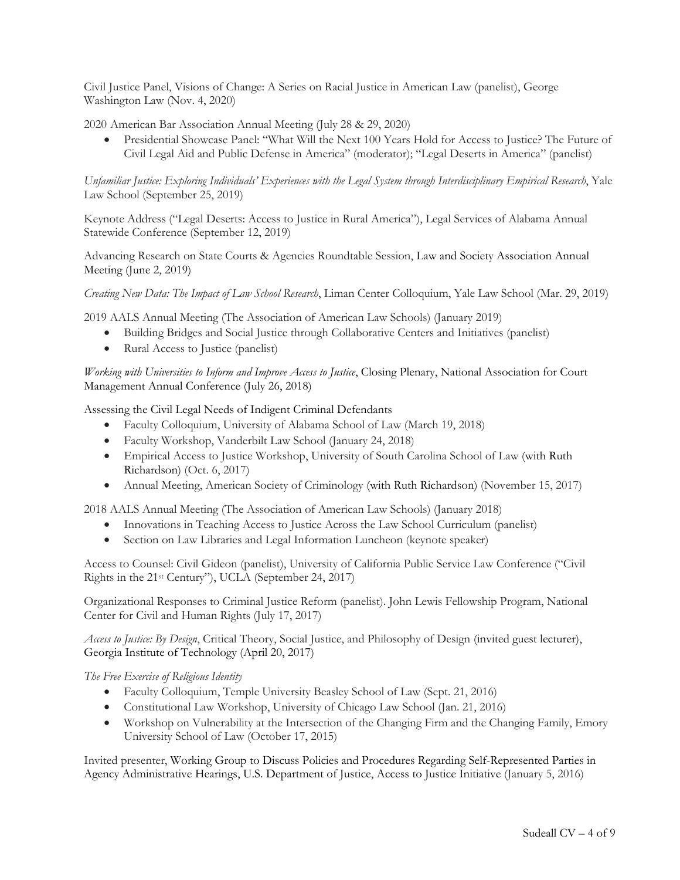Civil Justice Panel, Visions of Change: A Series on Racial Justice in American Law (panelist), George Washington Law (Nov. 4, 2020)

2020 American Bar Association Annual Meeting (July 28 & 29, 2020)

- Presidential Showcase Panel: "What Will the Next 100 Years Hold for Access to Justice? The Future of Civil Legal Aid and Public Defense in America" (moderator); "Legal Deserts in America" (panelist)

*Unfamiliar Justice: Exploring Individuals' Experiences with the Legal System through Interdisciplinary Empirical Research*, Yale Law School (September 25, 2019)

Keynote Address ("Legal Deserts: Access to Justice in Rural America"), Legal Services of Alabama Annual Statewide Conference (September 12, 2019)

Advancing Research on State Courts & Agencies Roundtable Session, Law and Society Association Annual Meeting (June 2, 2019)

*Creating New Data: The Impact of Law School Research*, Liman Center Colloquium, Yale Law School (Mar. 29, 2019)

2019 AALS Annual Meeting (The Association of American Law Schools) (January 2019)

- Building Bridges and Social Justice through Collaborative Centers and Initiatives (panelist)
- Rural Access to Justice (panelist)

*Working with Universities to Inform and Improve Access to Justice*, Closing Plenary, National Association for Court Management Annual Conference (July 26, 2018)

Assessing the Civil Legal Needs of Indigent Criminal Defendants

- Faculty Colloquium, University of Alabama School of Law (March 19, 2018)
- Faculty Workshop, Vanderbilt Law School (January 24, 2018)
- Empirical Access to Justice Workshop, University of South Carolina School of Law (with Ruth Richardson) (Oct. 6, 2017)
- Annual Meeting, American Society of Criminology (with Ruth Richardson) (November 15, 2017)

2018 AALS Annual Meeting (The Association of American Law Schools) (January 2018)

- Innovations in Teaching Access to Justice Across the Law School Curriculum (panelist)
- Section on Law Libraries and Legal Information Luncheon (keynote speaker)

Access to Counsel: Civil Gideon (panelist), University of California Public Service Law Conference ("Civil Rights in the 21st Century"), UCLA (September 24, 2017)

Organizational Responses to Criminal Justice Reform (panelist). John Lewis Fellowship Program, National Center for Civil and Human Rights (July 17, 2017)

*Access to Justice: By Design*, Critical Theory, Social Justice, and Philosophy of Design (invited guest lecturer), Georgia Institute of Technology (April 20, 2017)

*The Free Exercise of Religious Identity*

- Faculty Colloquium, Temple University Beasley School of Law (Sept. 21, 2016)
- Constitutional Law Workshop, University of Chicago Law School (Jan. 21, 2016)
- Workshop on Vulnerability at the Intersection of the Changing Firm and the Changing Family, Emory University School of Law (October 17, 2015)

Invited presenter, Working Group to Discuss Policies and Procedures Regarding Self-Represented Parties in Agency Administrative Hearings, U.S. Department of Justice, Access to Justice Initiative (January 5, 2016)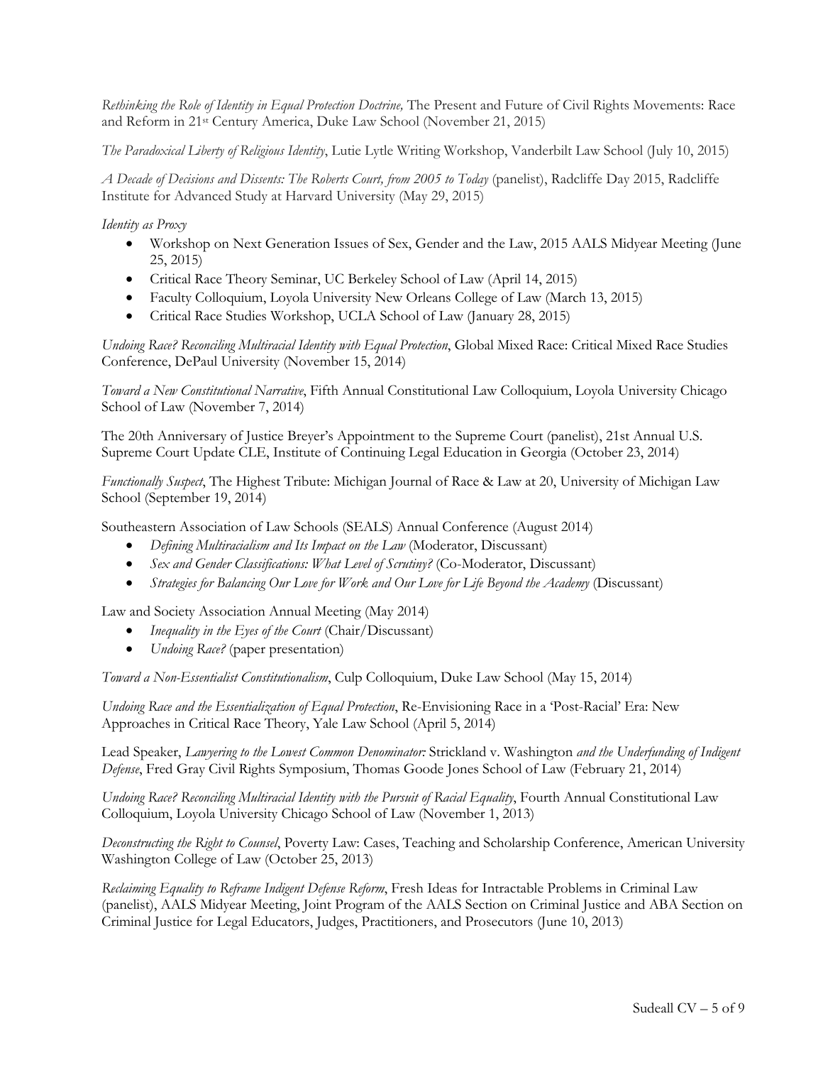*Rethinking the Role of Identity in Equal Protection Doctrine,* The Present and Future of Civil Rights Movements: Race and Reform in 21st Century America, Duke Law School (November 21, 2015)

*The Paradoxical Liberty of Religious Identity*, Lutie Lytle Writing Workshop, Vanderbilt Law School (July 10, 2015)

*A Decade of Decisions and Dissents: The Roberts Court, from 2005 to Today* (panelist), Radcliffe Day 2015, Radcliffe Institute for Advanced Study at Harvard University (May 29, 2015)

*Identity as Proxy*

- Workshop on Next Generation Issues of Sex, Gender and the Law, 2015 AALS Midyear Meeting (June 25, 2015)
- Critical Race Theory Seminar, UC Berkeley School of Law (April 14, 2015)
- Faculty Colloquium, Loyola University New Orleans College of Law (March 13, 2015)
- Critical Race Studies Workshop, UCLA School of Law (January 28, 2015)

*Undoing Race? Reconciling Multiracial Identity with Equal Protection*, Global Mixed Race: Critical Mixed Race Studies Conference, DePaul University (November 15, 2014)

*Toward a New Constitutional Narrative*, Fifth Annual Constitutional Law Colloquium, Loyola University Chicago School of Law (November 7, 2014)

The 20th Anniversary of Justice Breyer's Appointment to the Supreme Court (panelist), 21st Annual U.S. Supreme Court Update CLE, Institute of Continuing Legal Education in Georgia (October 23, 2014)

*Functionally Suspect*, The Highest Tribute: Michigan Journal of Race & Law at 20, University of Michigan Law School (September 19, 2014)

Southeastern Association of Law Schools (SEALS) Annual Conference (August 2014)

- *Defining Multiracialism and Its Impact on the Law* (Moderator, Discussant)
- *Sex and Gender Classifications: What Level of Scrutiny?* (Co-Moderator, Discussant)
- *Strategies for Balancing Our Love for Work and Our Love for Life Beyond the Academy* (Discussant)

Law and Society Association Annual Meeting (May 2014)

- *Inequality in the Eyes of the Court* (Chair/Discussant)
- *Undoing Race?* (paper presentation)

*Toward a Non-Essentialist Constitutionalism*, Culp Colloquium, Duke Law School (May 15, 2014)

*Undoing Race and the Essentialization of Equal Protection*, Re-Envisioning Race in a 'Post-Racial' Era: New Approaches in Critical Race Theory, Yale Law School (April 5, 2014)

Lead Speaker, *Lawyering to the Lowest Common Denominator:* Strickland v. Washington *and the Underfunding of Indigent Defense*, Fred Gray Civil Rights Symposium, Thomas Goode Jones School of Law (February 21, 2014)

*Undoing Race? Reconciling Multiracial Identity with the Pursuit of Racial Equality*, Fourth Annual Constitutional Law Colloquium, Loyola University Chicago School of Law (November 1, 2013)

*Deconstructing the Right to Counsel*, Poverty Law: Cases, Teaching and Scholarship Conference, American University Washington College of Law (October 25, 2013)

*Reclaiming Equality to Reframe Indigent Defense Reform*, Fresh Ideas for Intractable Problems in Criminal Law (panelist), AALS Midyear Meeting, Joint Program of the AALS Section on Criminal Justice and ABA Section on Criminal Justice for Legal Educators, Judges, Practitioners, and Prosecutors (June 10, 2013)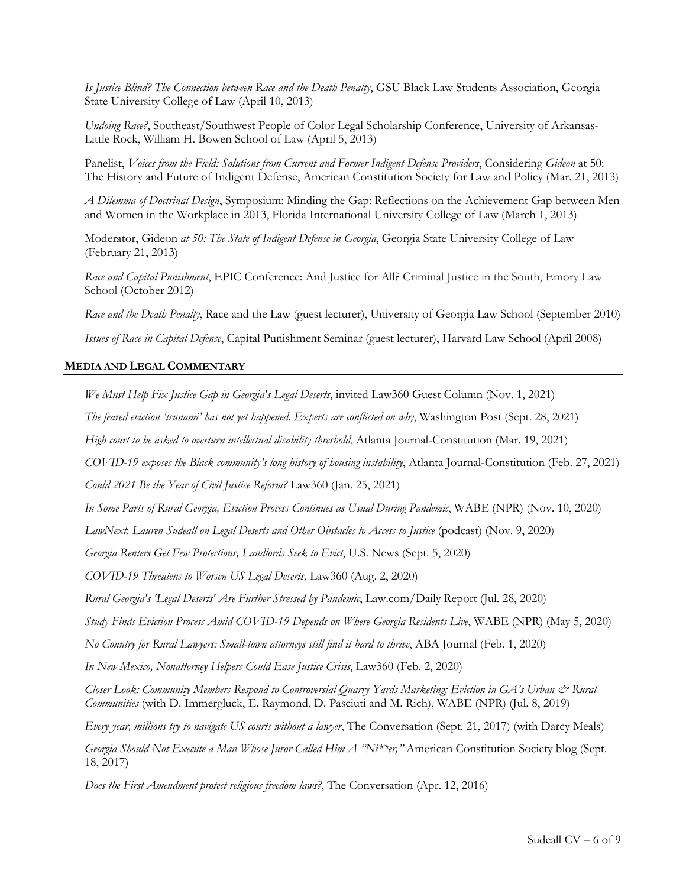*Is Justice Blind? The Connection between Race and the Death Penalty*, GSU Black Law Students Association, Georgia State University College of Law (April 10, 2013)

*Undoing Race?*, Southeast/Southwest People of Color Legal Scholarship Conference, University of Arkansas-Little Rock, William H. Bowen School of Law (April 5, 2013)

Panelist, *Voices from the Field: Solutions from Current and Former Indigent Defense Providers*, Considering *Gideon* at 50: The History and Future of Indigent Defense, American Constitution Society for Law and Policy (Mar. 21, 2013)

*A Dilemma of Doctrinal Design*, Symposium: Minding the Gap: Reflections on the Achievement Gap between Men and Women in the Workplace in 2013, Florida International University College of Law (March 1, 2013)

Moderator, Gideon *at 50: The State of Indigent Defense in Georgia*, Georgia State University College of Law (February 21, 2013)

*Race and Capital Punishment*, EPIC Conference: And Justice for All? Criminal Justice in the South, Emory Law School (October 2012)

*Race and the Death Penalty*, Race and the Law (guest lecturer), University of Georgia Law School (September 2010)

*Issues of Race in Capital Defense*, Capital Punishment Seminar (guest lecturer), Harvard Law School (April 2008)

## MEDIA AND LEGAL COMMENTARY

*We Must Help Fix Justice Gap in Georgia's Legal Deserts*, invited Law360 Guest Column (Nov. 1, 2021)

*The feared eviction 'tsunami' has not yet happened. Experts are conflicted on why*, Washington Post (Sept. 28, 2021)

*High court to be asked to overturn intellectual disability threshold*, Atlanta Journal-Constitution (Mar. 19, 2021)

*COVID-19 exposes the Black community's long history of housing instability*, Atlanta Journal-Constitution (Feb. 27, 2021)

*Could 2021 Be the Year of Civil Justice Reform?* Law360 (Jan. 25, 2021)

*In Some Parts of Rural Georgia, Eviction Process Continues as Usual During Pandemic*, WABE (NPR) (Nov. 10, 2020)

*LawNext*: *Lauren Sudeall on Legal Deserts and Other Obstacles to Access to Justice* (podcast) (Nov. 9, 2020)

*Georgia Renters Get Few Protections, Landlords Seek to Evict*, U.S. News (Sept. 5, 2020)

*COVID-19 Threatens to Worsen US Legal Deserts*, Law360 (Aug. 2, 2020)

*Rural Georgia's 'Legal Deserts' Are Further Stressed by Pandemic*, Law.com/Daily Report (Jul. 28, 2020)

*Study Finds Eviction Process Amid COVID-19 Depends on Where Georgia Residents Live*, WABE (NPR) (May 5, 2020)

*No Country for Rural Lawyers: Small-town attorneys still find it hard to thrive*, ABA Journal (Feb. 1, 2020)

*In New Mexico, Nonattorney Helpers Could Ease Justice Crisis*, Law360 (Feb. 2, 2020)

*Closer Look: Community Members Respond to Controversial Quarry Yards Marketing; Eviction in GA's Urban & Rural Communities* (with D. Immergluck, E. Raymond, D. Pasciuti and M. Rich), WABE (NPR) (Jul. 8, 2019)

*Every year, millions try to navigate US courts without a lawyer*, The Conversation (Sept. 21, 2017) (with Darcy Meals)

*Georgia Should Not Execute a Man Whose Juror Called Him A "Ni**er,"* American Constitution Society blog (Sept. 18, 2017)

*Does the First Amendment protect religious freedom laws?*, The Conversation (Apr. 12, 2016)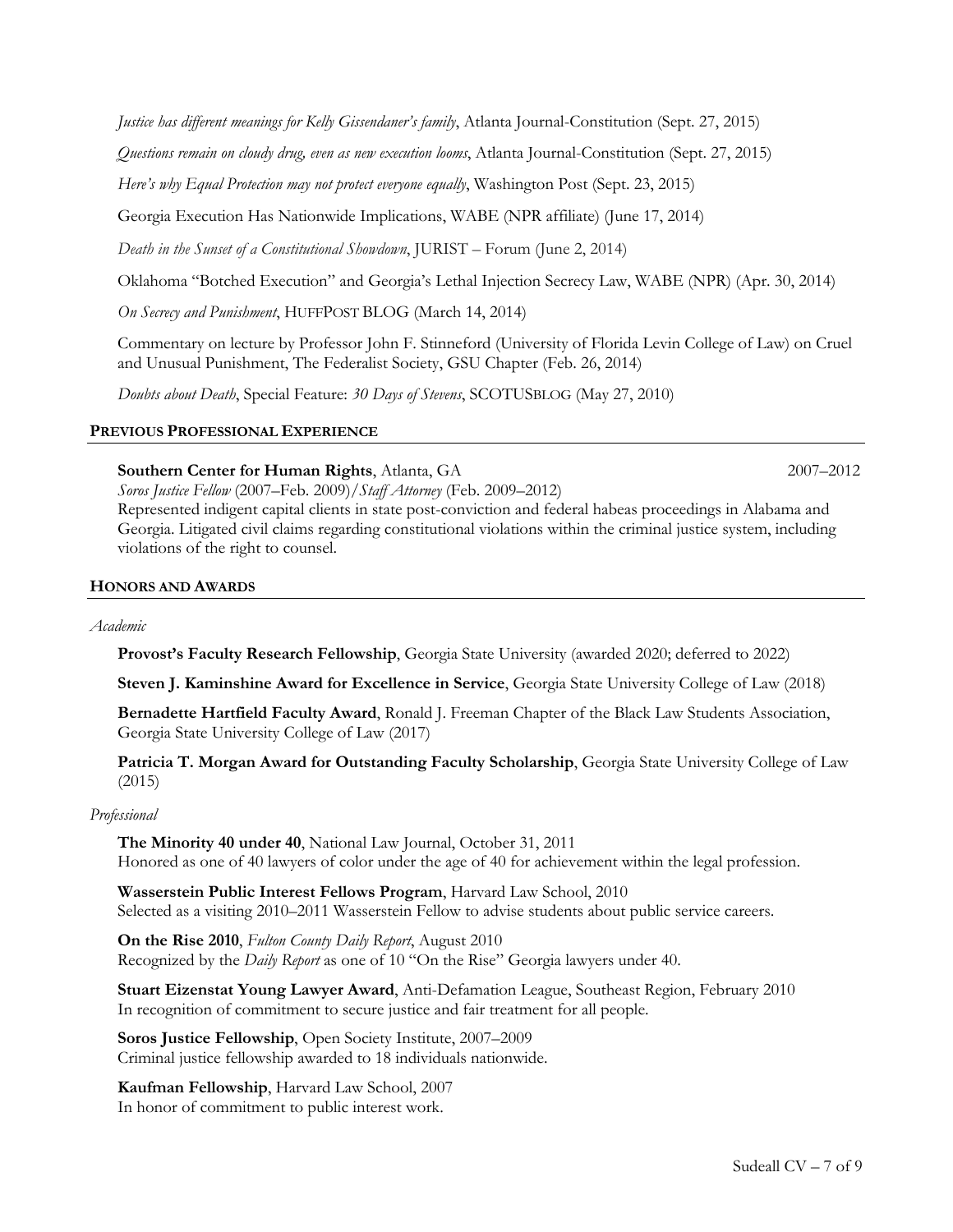*Justice has different meanings for Kelly Gissendaner's family*, Atlanta Journal-Constitution (Sept. 27, 2015)

*Questions remain on cloudy drug, even as new execution looms*, Atlanta Journal-Constitution (Sept. 27, 2015)

*Here's why Equal Protection may not protect everyone equally*, Washington Post (Sept. 23, 2015)

Georgia Execution Has Nationwide Implications, WABE (NPR affiliate) (June 17, 2014)

*Death in the Sunset of a Constitutional Showdown*, JURIST – Forum (June 2, 2014)

Oklahoma "Botched Execution" and Georgia's Lethal Injection Secrecy Law, WABE (NPR) (Apr. 30, 2014)

*On Secrecy and Punishment*, HUFFPOST BLOG (March 14, 2014)

Commentary on lecture by Professor John F. Stinneford (University of Florida Levin College of Law) on Cruel and Unusual Punishment, The Federalist Society, GSU Chapter (Feb. 26, 2014)

*Doubts about Death*, Special Feature: *30 Days of Stevens*, SCOTUSBLOG (May 27, 2010)

## PREVIOUS PROFESSIONAL EXPERIENCE

**Southern Center for Human Rights**, Atlanta, GA — 2007–2012
*Soros Justice Fellow* (2007–Feb. 2009)/*Staff Attorney* (Feb. 2009–2012)
Represented indigent capital clients in state post-conviction and federal habeas proceedings in Alabama and Georgia. Litigated civil claims regarding constitutional violations within the criminal justice system, including violations of the right to counsel.

## HONORS AND AWARDS

*Academic*

**Provost's Faculty Research Fellowship**, Georgia State University (awarded 2020; deferred to 2022)

**Steven J. Kaminshine Award for Excellence in Service**, Georgia State University College of Law (2018)

**Bernadette Hartfield Faculty Award**, Ronald J. Freeman Chapter of the Black Law Students Association, Georgia State University College of Law (2017)

**Patricia T. Morgan Award for Outstanding Faculty Scholarship**, Georgia State University College of Law (2015)

*Professional*

**The Minority 40 under 40**, National Law Journal, October 31, 2011
Honored as one of 40 lawyers of color under the age of 40 for achievement within the legal profession.

**Wasserstein Public Interest Fellows Program**, Harvard Law School, 2010
Selected as a visiting 2010–2011 Wasserstein Fellow to advise students about public service careers.

**On the Rise 2010**, *Fulton County Daily Report*, August 2010
Recognized by the *Daily Report* as one of 10 "On the Rise" Georgia lawyers under 40.

**Stuart Eizenstat Young Lawyer Award**, Anti-Defamation League, Southeast Region, February 2010
In recognition of commitment to secure justice and fair treatment for all people.

**Soros Justice Fellowship**, Open Society Institute, 2007–2009
Criminal justice fellowship awarded to 18 individuals nationwide.

**Kaufman Fellowship**, Harvard Law School, 2007
In honor of commitment to public interest work.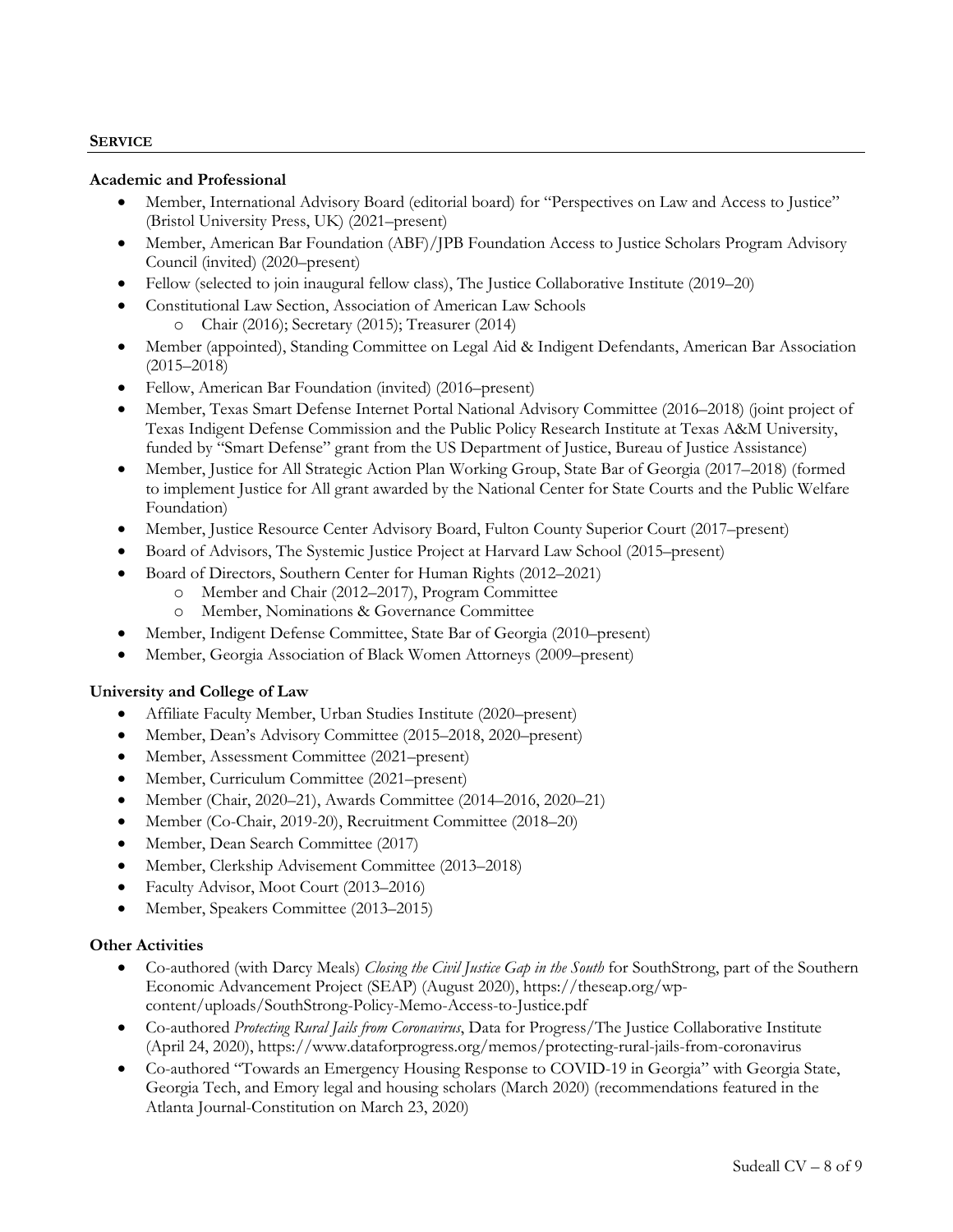## SERVICE

### Academic and Professional

- Member, International Advisory Board (editorial board) for "Perspectives on Law and Access to Justice" (Bristol University Press, UK) (2021–present)
- Member, American Bar Foundation (ABF)/JPB Foundation Access to Justice Scholars Program Advisory Council (invited) (2020–present)
- Fellow (selected to join inaugural fellow class), The Justice Collaborative Institute (2019–20)
- Constitutional Law Section, Association of American Law Schools
  - Chair (2016); Secretary (2015); Treasurer (2014)
- Member (appointed), Standing Committee on Legal Aid & Indigent Defendants, American Bar Association (2015–2018)
- Fellow, American Bar Foundation (invited) (2016–present)
- Member, Texas Smart Defense Internet Portal National Advisory Committee (2016–2018) (joint project of Texas Indigent Defense Commission and the Public Policy Research Institute at Texas A&M University, funded by "Smart Defense" grant from the US Department of Justice, Bureau of Justice Assistance)
- Member, Justice for All Strategic Action Plan Working Group, State Bar of Georgia (2017–2018) (formed to implement Justice for All grant awarded by the National Center for State Courts and the Public Welfare Foundation)
- Member, Justice Resource Center Advisory Board, Fulton County Superior Court (2017–present)
- Board of Advisors, The Systemic Justice Project at Harvard Law School (2015–present)
- Board of Directors, Southern Center for Human Rights (2012–2021)
  - Member and Chair (2012–2017), Program Committee
  - Member, Nominations & Governance Committee
- Member, Indigent Defense Committee, State Bar of Georgia (2010–present)
- Member, Georgia Association of Black Women Attorneys (2009–present)

### University and College of Law

- Affiliate Faculty Member, Urban Studies Institute (2020–present)
- Member, Dean's Advisory Committee (2015–2018, 2020–present)
- Member, Assessment Committee (2021–present)
- Member, Curriculum Committee (2021–present)
- Member (Chair, 2020–21), Awards Committee (2014–2016, 2020–21)
- Member (Co-Chair, 2019-20), Recruitment Committee (2018–20)
- Member, Dean Search Committee (2017)
- Member, Clerkship Advisement Committee (2013–2018)
- Faculty Advisor, Moot Court (2013–2016)
- Member, Speakers Committee (2013–2015)

### Other Activities

- Co-authored (with Darcy Meals) *Closing the Civil Justice Gap in the South* for SouthStrong, part of the Southern Economic Advancement Project (SEAP) (August 2020), https://theseap.org/wp-content/uploads/SouthStrong-Policy-Memo-Access-to-Justice.pdf
- Co-authored *Protecting Rural Jails from Coronavirus*, Data for Progress/The Justice Collaborative Institute (April 24, 2020), https://www.dataforprogress.org/memos/protecting-rural-jails-from-coronavirus
- Co-authored "Towards an Emergency Housing Response to COVID-19 in Georgia" with Georgia State, Georgia Tech, and Emory legal and housing scholars (March 2020) (recommendations featured in the Atlanta Journal-Constitution on March 23, 2020)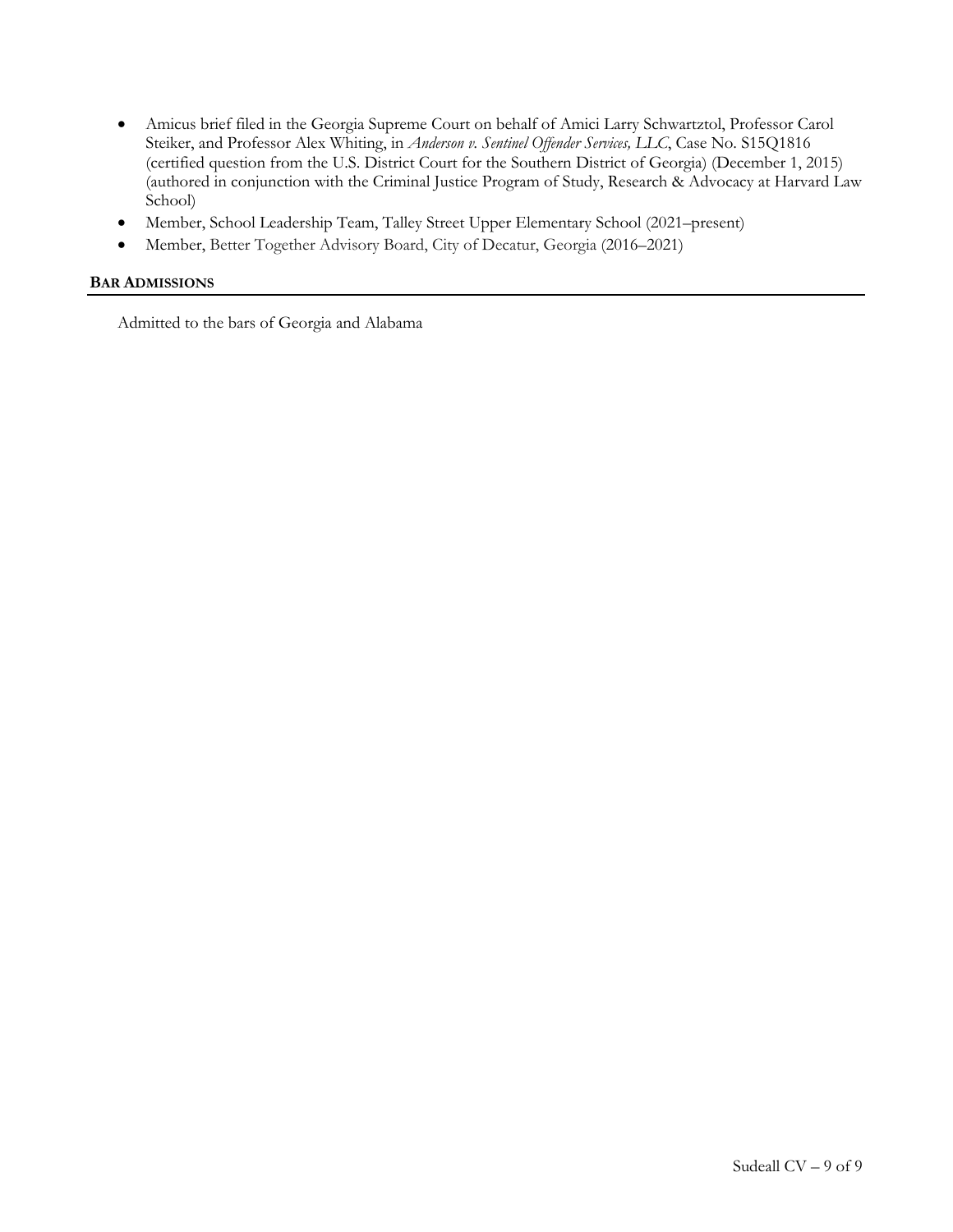- Amicus brief filed in the Georgia Supreme Court on behalf of Amici Larry Schwartztol, Professor Carol Steiker, and Professor Alex Whiting, in *Anderson v. Sentinel Offender Services, LLC*, Case No. S15Q1816 (certified question from the U.S. District Court for the Southern District of Georgia) (December 1, 2015) (authored in conjunction with the Criminal Justice Program of Study, Research & Advocacy at Harvard Law School)
- Member, School Leadership Team, Talley Street Upper Elementary School (2021–present)
- Member, Better Together Advisory Board, City of Decatur, Georgia (2016–2021)

## BAR ADMISSIONS

Admitted to the bars of Georgia and Alabama